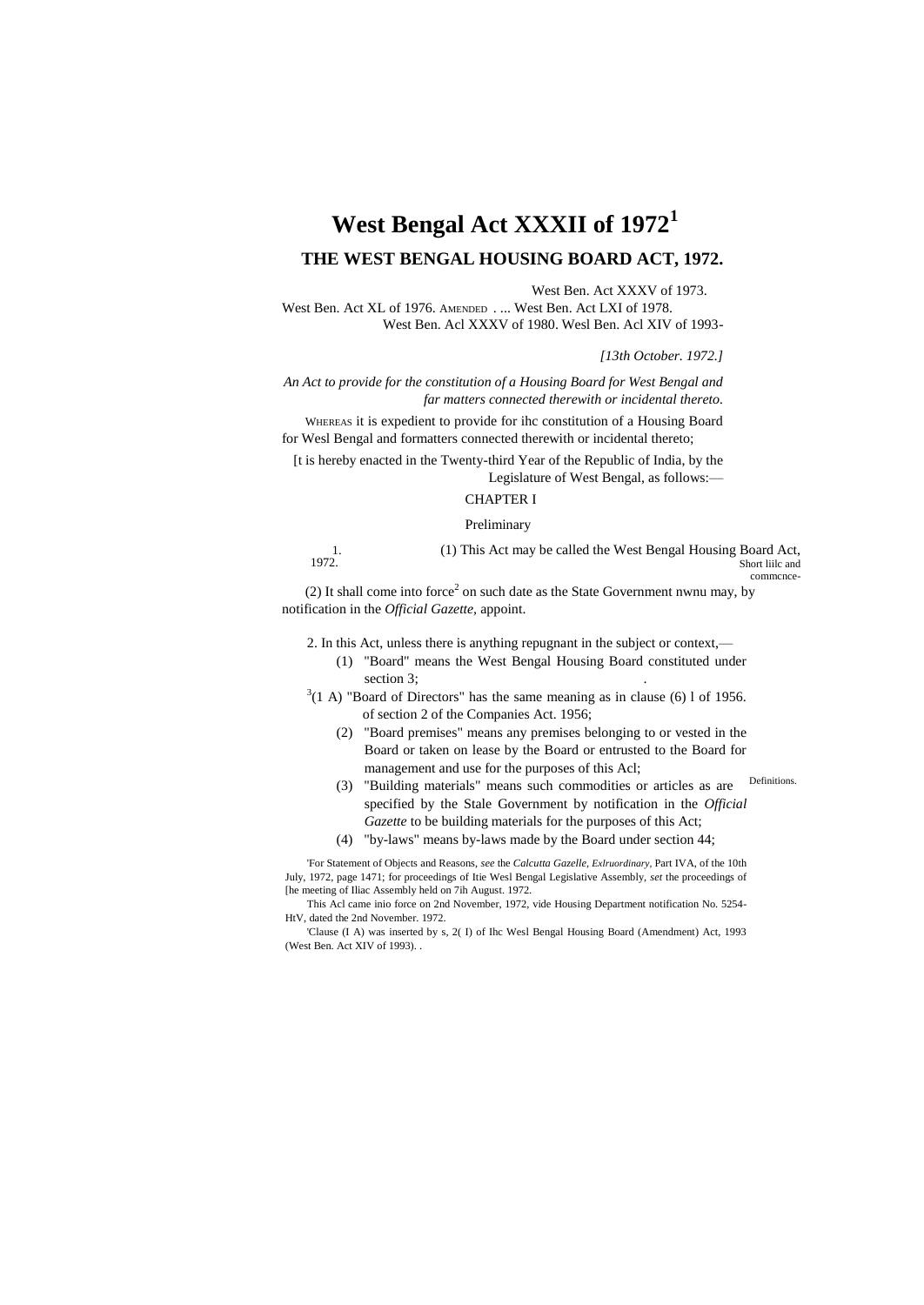# West Bengal Act XXXII of 1972[1]

## THE WEST BENGAL HOUSING BOARD ACT, 1972.

West Ben. Act XXXV of 1973.
West Ben. Act XL of 1976. AMENDED . ... West Ben. Act LXI of 1978.
West Ben. Acl XXXV of 1980. Wesl Ben. Acl XIV of 1993-

*[13th October. 1972.]*

*An Act to provide for the constitution of a Housing Board for West Bengal and far matters connected therewith or incidental thereto.*

WHEREAS it is expedient to provide for ihc constitution of a Housing Board for Wesl Bengal and formatters connected therewith or incidental thereto;

[t is hereby enacted in the Twenty-third Year of the Republic of India, by the Legislature of West Bengal, as follows:—

CHAPTER I

Preliminary

Short liilc and commcnce-

1. (1) This Act may be called the West Bengal Housing Board Act, 1972.

(2) It shall come into force[2] on such date as the State Government nwnu may, by notification in the *Official Gazette,* appoint.

Definitions.

2. In this Act, unless there is anything repugnant in the subject or context,—

(1) "Board" means the West Bengal Housing Board constituted under section 3; .

[3](1 A) "Board of Directors" has the same meaning as in clause (6) l of 1956. of section 2 of the Companies Act. 1956;

(2) "Board premises" means any premises belonging to or vested in the Board or taken on lease by the Board or entrusted to the Board for management and use for the purposes of this Acl;

(3) "Building materials" means such commodities or articles as are specified by the Stale Government by notification in the *Official Gazette* to be building materials for the purposes of this Act;

(4) "by-laws" means by-laws made by the Board under section 44;

'For Statement of Objects and Reasons, *see* the *Calcutta Gazelle, Exlruordinary,* Part IVA, of the 10th July, 1972, page 1471; for proceedings of Itie Wesl Bengal Legislative Assembly, *set* the proceedings of [he meeting of Iliac Assembly held on 7ih August. 1972.

This Acl came inio force on 2nd November, 1972, vide Housing Department notification No. 5254-HtV, dated the 2nd November. 1972.

'Clause (I A) was inserted by s, 2( I) of Ihc Wesl Bengal Housing Board (Amendment) Act, 1993 (West Ben. Act XIV of 1993). .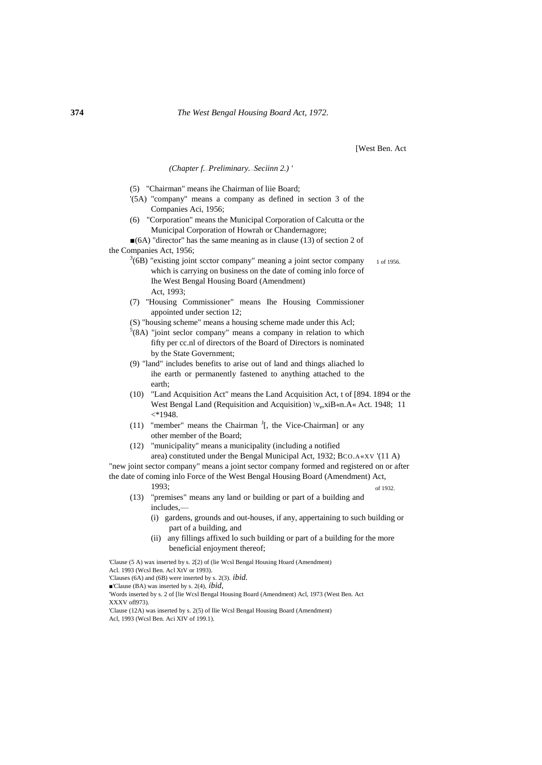[West Ben. Act

*(Chapter f. Preliminary. Seciinn 2.) '*

(5) "Chairman" means ihe Chairman of liie Board;

'(5A) "company" means a company as defined in section 3 of the Companies Aci, 1956;

(6) "Corporation" means the Municipal Corporation of Calcutta or the Municipal Corporation of Howrah or Chandernagore;

■(6A) "director" has the same meaning as in clause (13) of section 2 of the Companies Act, 1956;

[3](6B) "existing joint scctor company" meaning a joint sector company which is carrying on business on the date of coming inlo force of Ihe West Bengal Housing Board (Amendment) Act, 1993;

1 of 1956.

(7) "Housing Commissioner" means Ihe Housing Commissioner appointed under section 12;

(S) "housing scheme" means a housing scheme made under this Acl;

[5](8A) "joint seclor company" means a company in relation to which fifty per cc.nl of directors of the Board of Directors is nominated by the State Government;

(9) "land" includes benefits to arise out of land and things aliached lo ihe earth or permanently fastened to anything attached to the earth;

(10) "Land Acquisition Act" means the Land Acquisition Act, t of [894. 1894 or the West Bengal Land (Requisition and Acquisition) \ve,xiB«n.A« Act. 1948; 11 <*1948.

(11) "member" means the Chairman [J][, the Vice-Chairman] or any other member of the Board;

(12) "municipality" means a municipality (including a notified area) constituted under the Bengal Municipal Act, 1932; BCO.A«XV of 1932.

'(11 A) "new joint sector company" means a joint sector company formed and registered on or after the date of coming inlo Force of the West Bengal Housing Board (Amendment) Act, 1993;

(13) "premises" means any land or building or part of a building and includes,—

(i) gardens, grounds and out-houses, if any, appertaining to such building or part of a building, and

(ii) any fillings affixed lo such building or part of a building for the more beneficial enjoyment thereof;

'Clause (5 A) wax inserted by s. 2[2) of (lie Wcsl Bengal Housing Hoard (Amendment) Acl. 1993 (Wcsl Ben. Acl XtV or 1993).

'Clauses (6A) and (6B) were inserted by s. 2(3). *ibid.*

■'Clause (BA) was inserted by s. 2(4), *ibid*,

'Words inserted by s. 2 of [lie Wcsl Bengal Housing Board (Amendment) Acl, 1973 (West Ben. Act XXXV ofl973).

'Clause (12A) was inserted by s. 2(5) of llie Wcsl Bengal Housing Board (Amendment) Acl, 1993 (Wcsl Ben. Aci XIV of 199.1).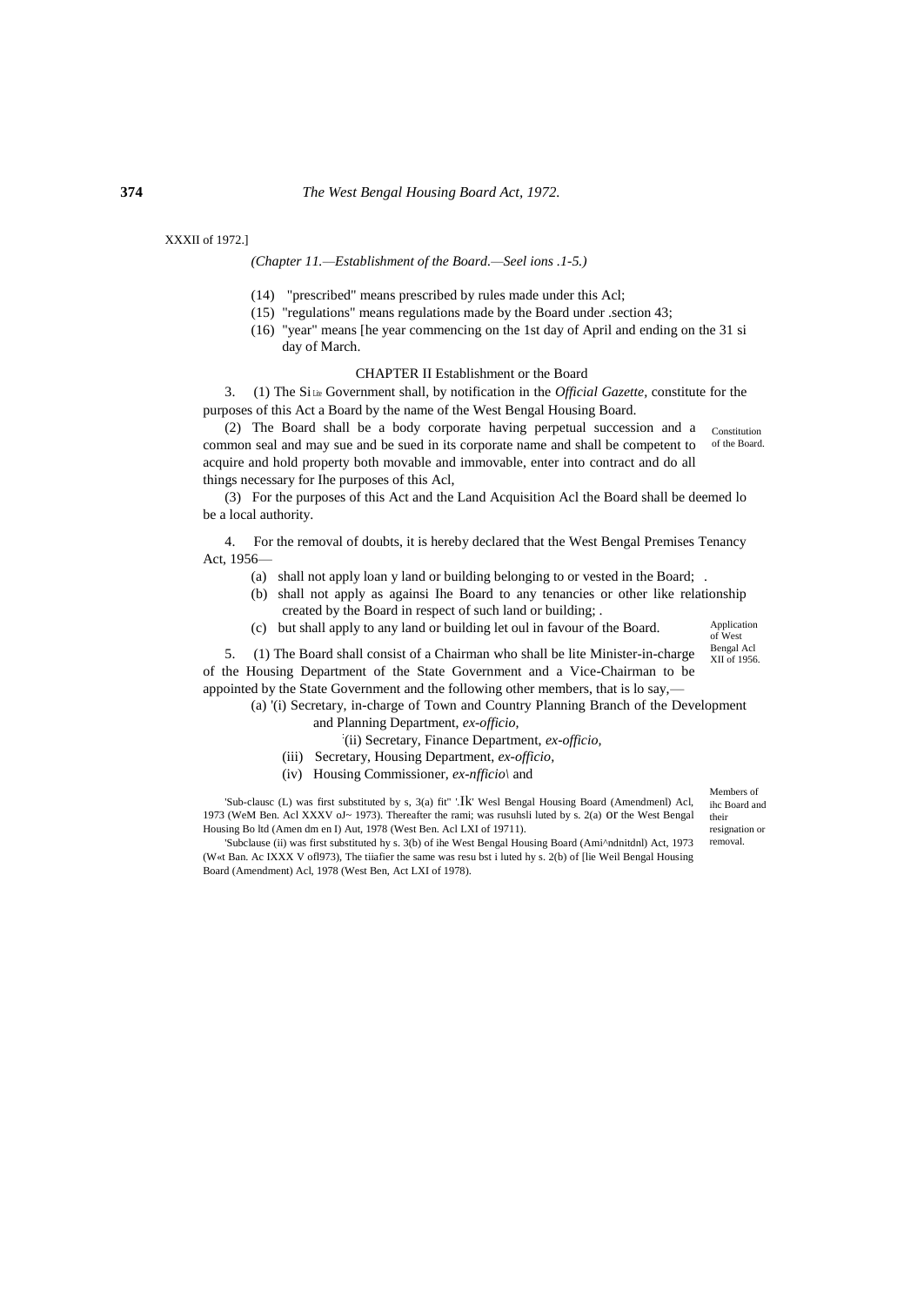XXXII of 1972.]

*(Chapter 11.—Establishment of the Board.—Seel ions .1-5.)*

(14) "prescribed" means prescribed by rules made under this Acl;

(15) "regulations" means regulations made by the Board under .section 43;

(16) "year" means [he year commencing on the 1st day of April and ending on the 31 si day of March.

## CHAPTER II Establishment or the Board

Constitution of the Board.

3. (1) The Si Lle Government shall, by notification in the *Official Gazette,* constitute for the purposes of this Act a Board by the name of the West Bengal Housing Board.

(2) The Board shall be a body corporate having perpetual succession and a common seal and may sue and be sued in its corporate name and shall be competent to acquire and hold property both movable and immovable, enter into contract and do all things necessary for Ihe purposes of this Acl,

(3) For the purposes of this Act and the Land Acquisition Acl the Board shall be deemed lo be a local authority.

Application of West Bengal Acl XII of 1956.

4. For the removal of doubts, it is hereby declared that the West Bengal Premises Tenancy Act, 1956—

(a) shall not apply loan y land or building belonging to or vested in the Board; .

(b) shall not apply as againsi Ihe Board to any tenancies or other like relationship created by the Board in respect of such land or building; .

(c) but shall apply to any land or building let oul in favour of the Board.

Members of ihc Board and their resignation or removal.

5. (1) The Board shall consist of a Chairman who shall be lite Minister-in-charge of the Housing Department of the State Government and a Vice-Chairman to be appointed by the State Government and the following other members, that is lo say,—

(a) '(i) Secretary, in-charge of Town and Country Planning Branch of the Development and Planning Department, *ex-officio,*

:(ii) Secretary, Finance Department, *ex-officio,*

(iii) Secretary, Housing Department, *ex-officio,*

(iv) Housing Commissioner, *ex-nfficio\* and

'Sub-clausc (L) was first substituted by s, 3(a) fit" '.Ik' Wesl Bengal Housing Board (Amendmenl) Acl, 1973 (WeM Ben. Acl XXXV oJ~ 1973). Thereafter the rami; was rusuhsli luted by s. 2(a) or the West Bengal Housing Bo ltd (Amen dm en I) Aut, 1978 (West Ben. Acl LXI of 19711).

'Subclause (ii) was first substituted hy s. 3(b) of ihe West Bengal Housing Board (Ami^ndnitdnl) Act, 1973 (W«t Ban. Ac IXXX V ofl973), The tiiafier the same was resu bst i luted hy s. 2(b) of [lie Weil Bengal Housing Board (Amendment) Acl, 1978 (West Ben, Act LXI of 1978).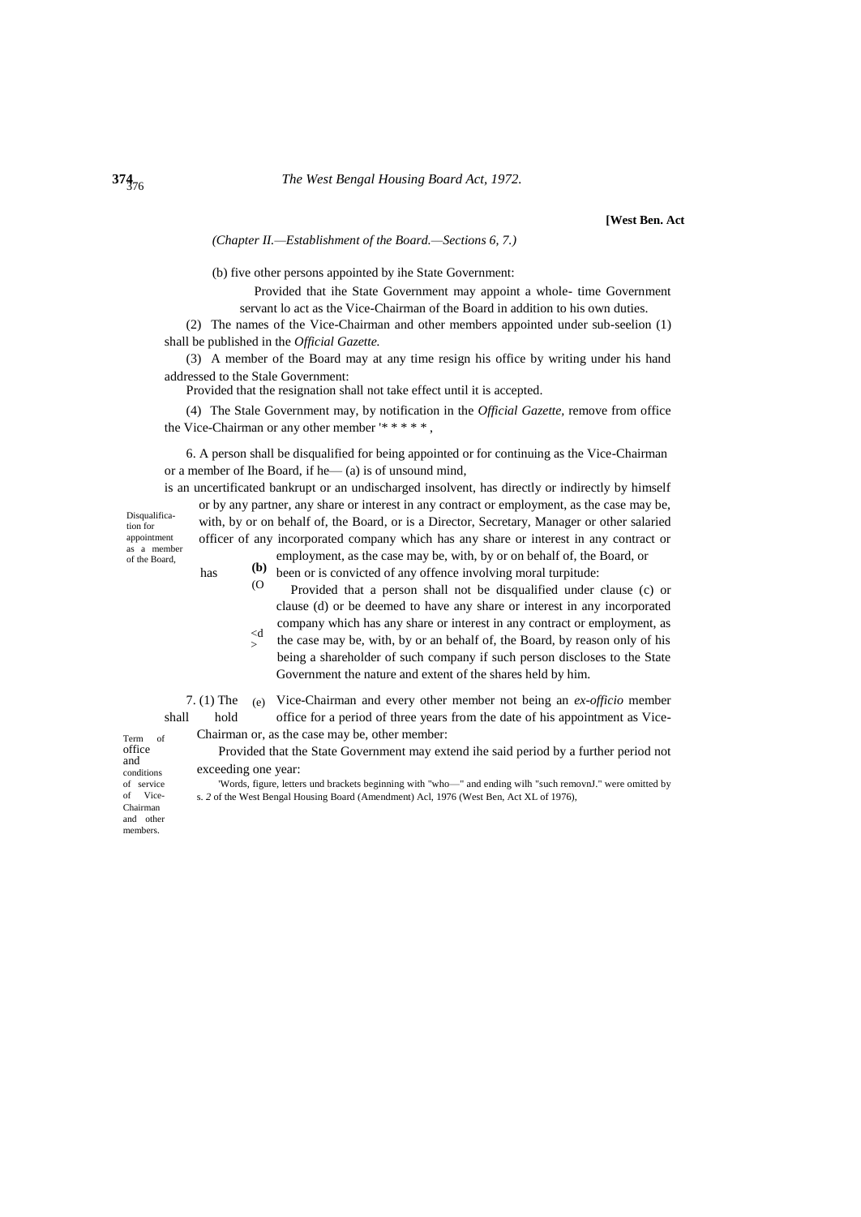*(Chapter II.—Establishment of the Board.—Sections 6, 7.)*

(b) five other persons appointed by ihe State Government:

Provided that ihe State Government may appoint a whole- time Government servant lo act as the Vice-Chairman of the Board in addition to his own duties.

(2) The names of the Vice-Chairman and other members appointed under sub-seelion (1) shall be published in the *Official Gazette.*

(3) A member of the Board may at any time resign his office by writing under his hand addressed to the Stale Government:

Provided that the resignation shall not take effect until it is accepted.

(4) The Stale Government may, by notification in the *Official Gazette,* remove from office the Vice-Chairman or any other member '* * * * * ,

Disqualification for appointment as a member of the Board,

6. A person shall be disqualified for being appointed or for continuing as the Vice-Chairman or a member of Ihe Board, if he— (a) is of unsound mind,

(b) is an uncertificated bankrupt or an undischarged insolvent,

(c) has directly or indirectly by himself or by any partner, any share or interest in any contract or employment, as the case may be, with, by or on behalf of, the Board, or

(d) is a Director, Secretary, Manager or other salaried officer of any incorporated company which has any share or interest in any contract or employment, as the case may be, with, by or on behalf of, the Board, or

(e) has been or is convicted of any offence involving moral turpitude:

Provided that a person shall not be disqualified under clause (c) or clause (d) or be deemed to have any share or interest in any incorporated company which has any share or interest in any contract or employment, as the case may be, with, by or an behalf of, the Board, by reason only of his being a shareholder of such company if such person discloses to the State Government the nature and extent of the shares held by him.

Term of office and conditions of service of Vice-Chairman and other members.

7. (1) The Vice-Chairman and every other member not being an *ex-officio* member shall hold office for a period of three years from the date of his appointment as Vice-Chairman or, as the case may be, other member:

Provided that the State Government may extend ihe said period by a further period not exceeding one year:

'Words, figure, letters und brackets beginning with "who—" and ending wilh "such removnJ." were omitted by s. *2* of the West Bengal Housing Board (Amendment) Acl, 1976 (West Ben, Act XL of 1976),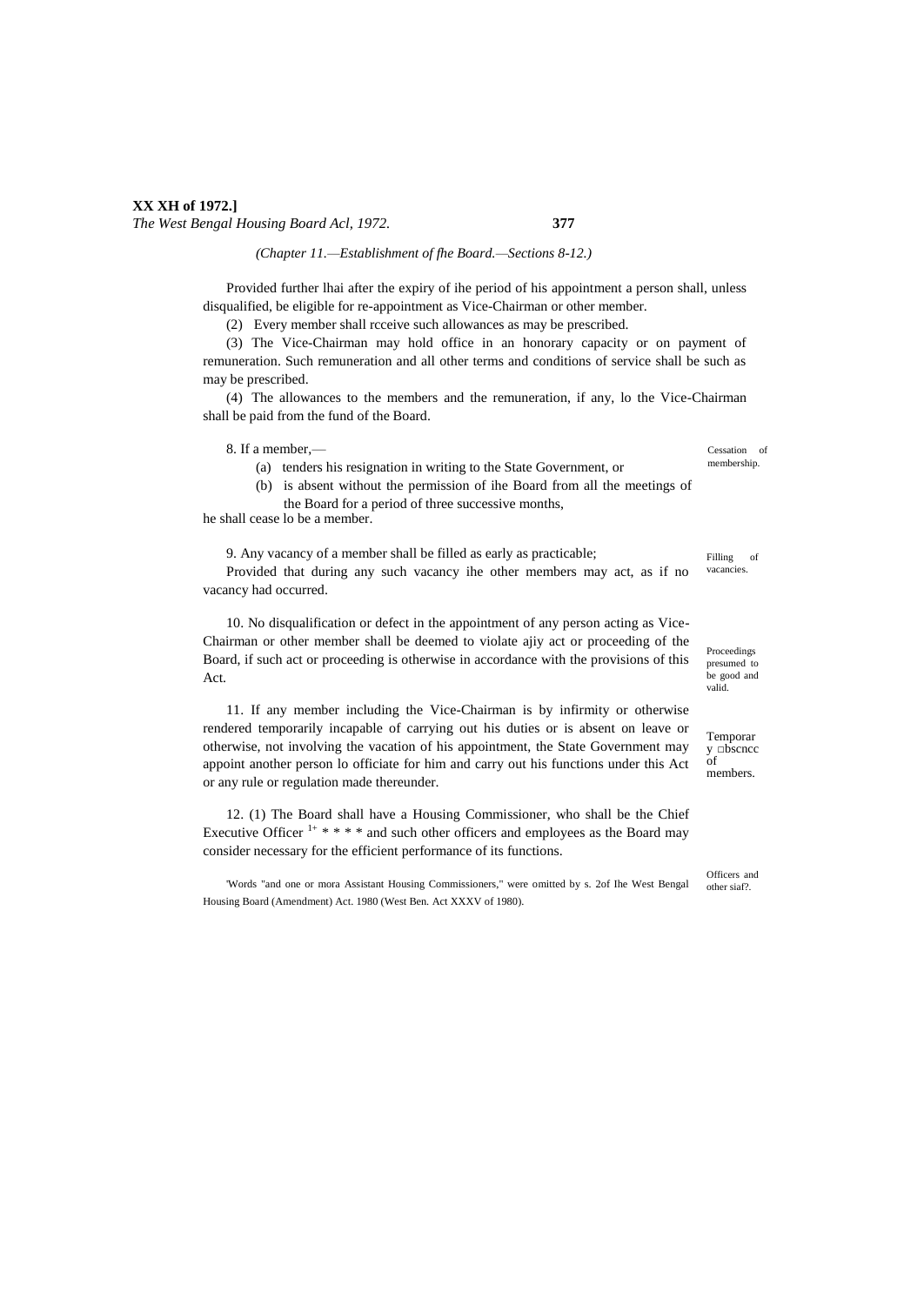*(Chapter 11.—Establishment of fhe Board.—Sections 8-12.)*

Provided further lhai after the expiry of ihe period of his appointment a person shall, unless disqualified, be eligible for re-appointment as Vice-Chairman or other member.

(2) Every member shall rcceive such allowances as may be prescribed.

(3) The Vice-Chairman may hold office in an honorary capacity or on payment of remuneration. Such remuneration and all other terms and conditions of service shall be such as may be prescribed.

(4) The allowances to the members and the remuneration, if any, lo the Vice-Chairman shall be paid from the fund of the Board.

Cessation of membership.

8. If a member,—

(a) tenders his resignation in writing to the State Government, or

(b) is absent without the permission of ihe Board from all the meetings of the Board for a period of three successive months,

he shall cease lo be a member.

Filling of vacancies.

9. Any vacancy of a member shall be filled as early as practicable;

Provided that during any such vacancy ihe other members may act, as if no vacancy had occurred.

Proceedings presumed to be good and valid.

10. No disqualification or defect in the appointment of any person acting as Vice-Chairman or other member shall be deemed to violate ajiy act or proceeding of the Board, if such act or proceeding is otherwise in accordance with the provisions of this Act.

Temporary □bscncc of members.

11. If any member including the Vice-Chairman is by infirmity or otherwise rendered temporarily incapable of carrying out his duties or is absent on leave or otherwise, not involving the vacation of his appointment, the State Government may appoint another person lo officiate for him and carry out his functions under this Act or any rule or regulation made thereunder.

Officers and other siaf?.

12. (1) The Board shall have a Housing Commissioner, who shall be the Chief Executive Officer [1] * * * * and such other officers and employees as the Board may consider necessary for the efficient performance of its functions.

[1]Words "and one or mora Assistant Housing Commissioners," were omitted by s. 2of Ihe West Bengal Housing Board (Amendment) Act. 1980 (West Ben. Act XXXV of 1980).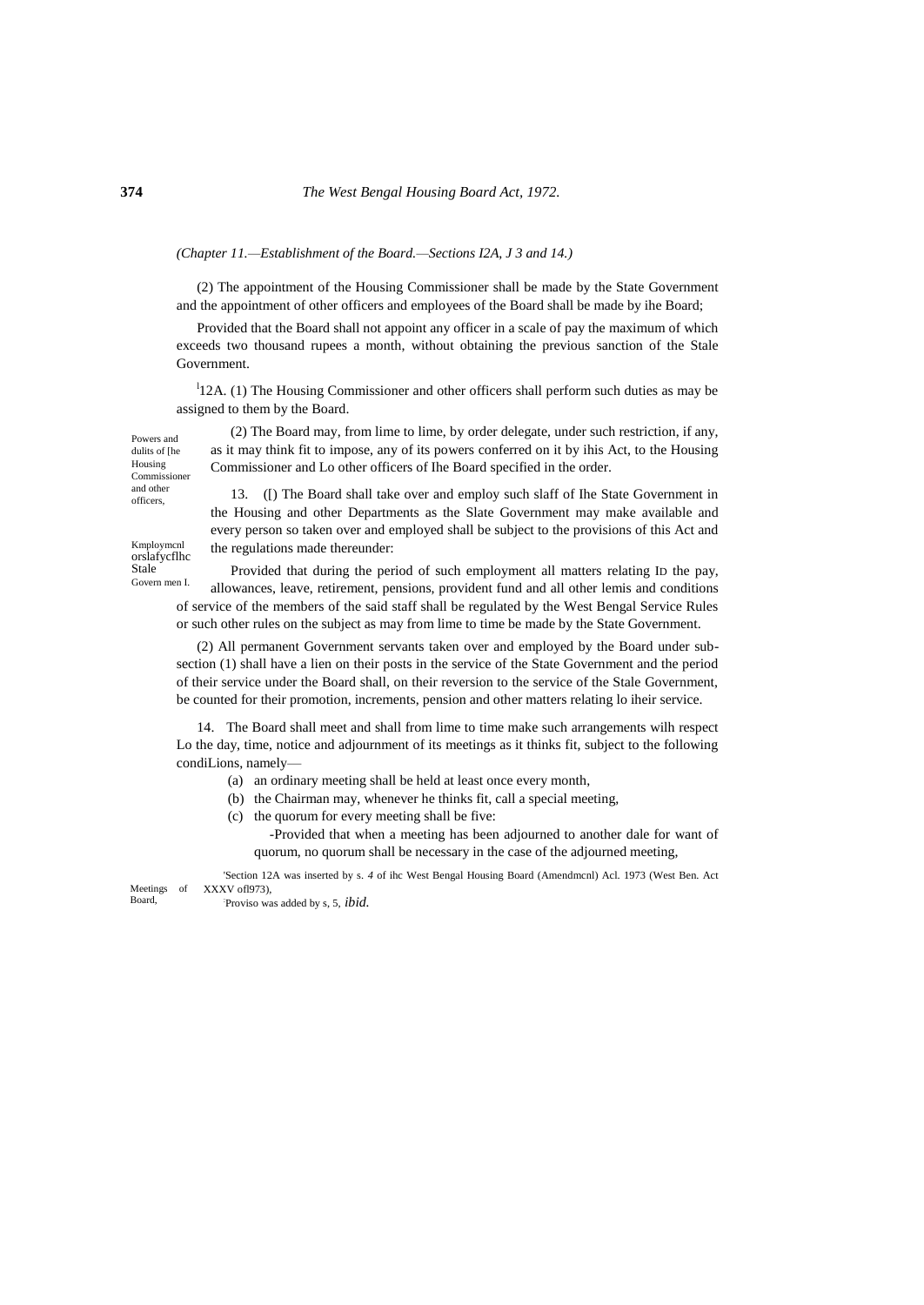*(Chapter 11.—Establishment of the Board.—Sections I2A, J 3 and 14.)*

(2) The appointment of the Housing Commissioner shall be made by the State Government and the appointment of other officers and employees of the Board shall be made by ihe Board;

Provided that the Board shall not appoint any officer in a scale of pay the maximum of which exceeds two thousand rupees a month, without obtaining the previous sanction of the Stale Government.

Powers and dulits of [he Housing Commissioner and other officers,

[1]12A. (1) The Housing Commissioner and other officers shall perform such duties as may be assigned to them by the Board.

(2) The Board may, from lime to lime, by order delegate, under such restriction, if any, as it may think fit to impose, any of its powers conferred on it by ihis Act, to the Housing Commissioner and Lo other officers of Ihe Board specified in the order.

Kmploymcnl orslafycflhc Stale Govern men I.

13. ([) The Board shall take over and employ such slaff of Ihe State Government in the Housing and other Departments as the Slate Government may make available and every person so taken over and employed shall be subject to the provisions of this Act and the regulations made thereunder:

Provided that during the period of such employment all matters relating ID the pay, allowances, leave, retirement, pensions, provident fund and all other lemis and conditions of service of the members of the said staff shall be regulated by the West Bengal Service Rules or such other rules on the subject as may from lime to time be made by the State Government.

(2) All permanent Government servants taken over and employed by the Board under sub-section (1) shall have a lien on their posts in the service of the State Government and the period of their service under the Board shall, on their reversion to the service of the Stale Government, be counted for their promotion, increments, pension and other matters relating lo iheir service.

Meetings of Board,

14. The Board shall meet and shall from lime to time make such arrangements wilh respect Lo the day, time, notice and adjournment of its meetings as it thinks fit, subject to the following condiLions, namely—

(a) an ordinary meeting shall be held at least once every month,

(b) the Chairman may, whenever he thinks fit, call a special meeting,

(c) the quorum for every meeting shall be five:

-Provided that when a meeting has been adjourned to another dale for want of quorum, no quorum shall be necessary in the case of the adjourned meeting,

'Section 12A was inserted by s. *4* of ihc West Bengal Housing Board (Amendmcnl) Acl. 1973 (West Ben. Act XXXV ofl973),

-Proviso was added by s, 5, *ibid.*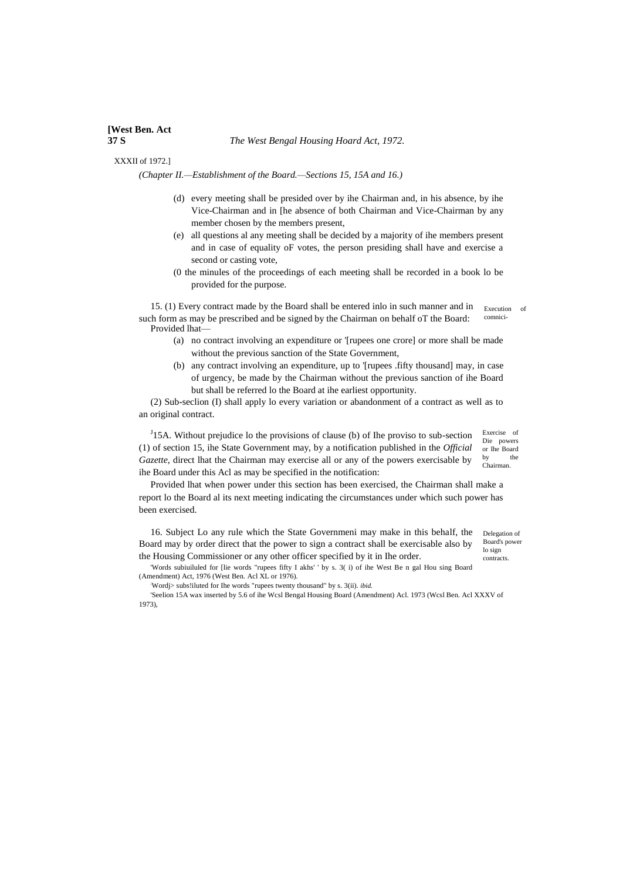*(Chapter II.—Establishment of the Board.—Sections 15, 15A and 16.)*

(d) every meeting shall be presided over by ihe Chairman and, in his absence, by ihe Vice-Chairman and in [he absence of both Chairman and Vice-Chairman by any member chosen by the members present,

(e) all questions al any meeting shall be decided by a majority of ihe members present and in case of equality oF votes, the person presiding shall have and exercise a second or casting vote,

(0 the minules of the proceedings of each meeting shall be recorded in a book lo be provided for the purpose.

Execution of comnici-

15. (1) Every contract made by the Board shall be entered inlo in such manner and in such form as may be prescribed and be signed by the Chairman on behalf oT the Board:

Provided lhat—

(a) no contract involving an expenditure or '[rupees one crore] or more shall be made without the previous sanction of the State Government,

(b) any contract involving an expenditure, up to '[rupees .fifty thousand] may, in case of urgency, be made by the Chairman without the previous sanction of ihe Board but shall be referred lo the Board at ihe earliest opportunity.

(2) Sub-seclion (I) shall apply lo every variation or abandonment of a contract as well as to an original contract.

Exercise of Die powers or Ihe Board by the Chairman.

[J]15A. Without prejudice lo the provisions of clause (b) of Ihe proviso to sub-section (1) of section 15, ihe State Government may, by a notification published in the *Official Gazette,* direct lhat the Chairman may exercise all or any of the powers exercisable by ihe Board under this Acl as may be specified in the notification:

Provided lhat when power under this section has been exercised, the Chairman shall make a report lo the Board al its next meeting indicating the circumstances under which such power has been exercised.

Delegation of Board's power lo sign contracts.

16. Subject Lo any rule which the State Governmeni may make in this behalf, the Board may by order direct that the power to sign a contract shall be exercisable also by the Housing Commissioner or any other officer specified by it in Ihe order.

'Words subiuiluled for [lie words "rupees fifty I akhs' ' by s. 3( i) of ihe West Be n gal Hou sing Board (Amendment) Act, 1976 (West Ben. Acl XL or 1976).

'Wordj> subs!iluted for Ihe words "rupees twenty thousand" by s. 3(ii). *ibid.*

'Seelion 15A wax inserted by 5.6 of ihe Wcsl Bengal Housing Board (Amendment) Acl. 1973 (Wcsl Ben. Acl XXXV of 1973),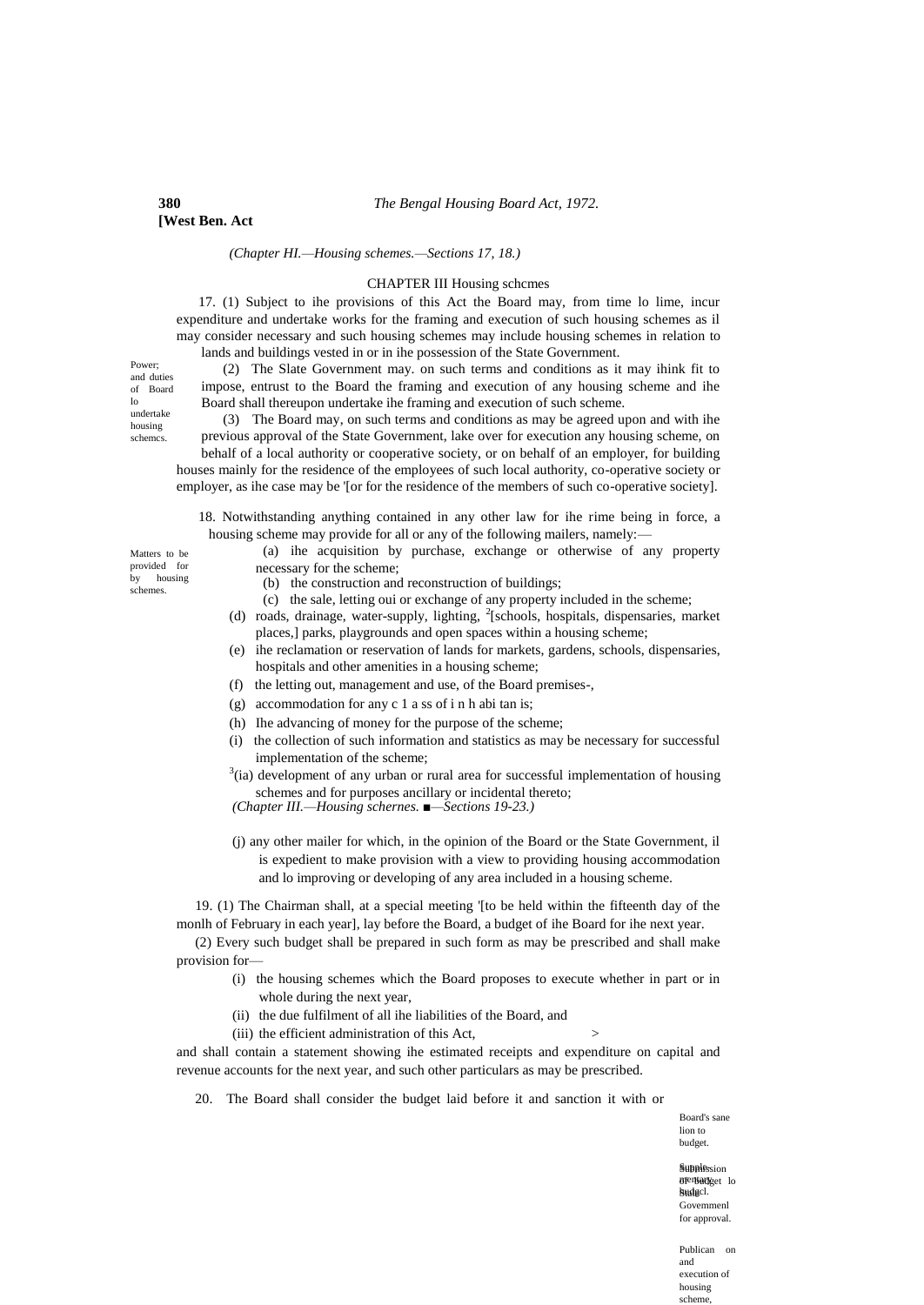*(Chapter HI.—Housing schemes.—Sections 17, 18.)*

## CHAPTER III Housing schcmes

Power; and duties of Board lo undertake housing schemcs.

17. (1) Subject to ihe provisions of this Act the Board may, from time lo lime, incur expenditure and undertake works for the framing and execution of such housing schemes as il may consider necessary and such housing schemes may include housing schemes in relation to lands and buildings vested in or in ihe possession of the State Government.

(2) The Slate Government may. on such terms and conditions as it may ihink fit to impose, entrust to the Board the framing and execution of any housing scheme and ihe Board shall thereupon undertake ihe framing and execution of such scheme.

(3) The Board may, on such terms and conditions as may be agreed upon and with ihe previous approval of the State Government, lake over for execution any housing scheme, on behalf of a local authority or cooperative society, or on behalf of an employer, for building houses mainly for the residence of the employees of such local authority, co-operative society or employer, as ihe case may be '[or for the residence of the members of such co-operative society].

Matters to be provided for by housing schemes.

18. Notwithstanding anything contained in any other law for ihe rime being in force, a housing scheme may provide for all or any of the following mailers, namely:—

(a) ihe acquisition by purchase, exchange or otherwise of any property necessary for the scheme;

(b) the construction and reconstruction of buildings;

(c) the sale, letting oui or exchange of any property included in the scheme;

(d) roads, drainage, water-supply, lighting, [2][schools, hospitals, dispensaries, market places,] parks, playgrounds and open spaces within a housing scheme;

(e) ihe reclamation or reservation of lands for markets, gardens, schools, dispensaries, hospitals and other amenities in a housing scheme;

(f) the letting out, management and use, of the Board premises-,

(g) accommodation for any c 1 a ss of i n h abi tan is;

(h) Ihe advancing of money for the purpose of the scheme;

(i) the collection of such information and statistics as may be necessary for successful implementation of the scheme;

[3](ia) development of any urban or rural area for successful implementation of housing schemes and for purposes ancillary or incidental thereto;

*(Chapter III.—Housing schernes. ■—Sections 19-23.)*

(j) any other mailer for which, in the opinion of the Board or the State Government, il is expedient to make provision with a view to providing housing accommodation and lo improving or developing of any area included in a housing scheme.

19. (1) The Chairman shall, at a special meeting '[to be held within the fifteenth day of the monlh of February in each year], lay before the Board, a budget of ihe Board for ihe next year.

(2) Every such budget shall be prepared in such form as may be prescribed and shall make provision for—

(i) the housing schemes which the Board proposes to execute whether in part or in whole during the next year,

(ii) the due fulfilment of all ihe liabilities of the Board, and

(iii) the efficient administration of this Act,

and shall contain a statement showing ihe estimated receipts and expenditure on capital and revenue accounts for the next year, and such other particulars as may be prescribed.

20. The Board shall consider the budget laid before it and sanction it with or

Board's sane lion to budget.

Supplementary budgcl.

Submission of budget lo State Govemmenl for approval.

Publican on and execution of housing scheme,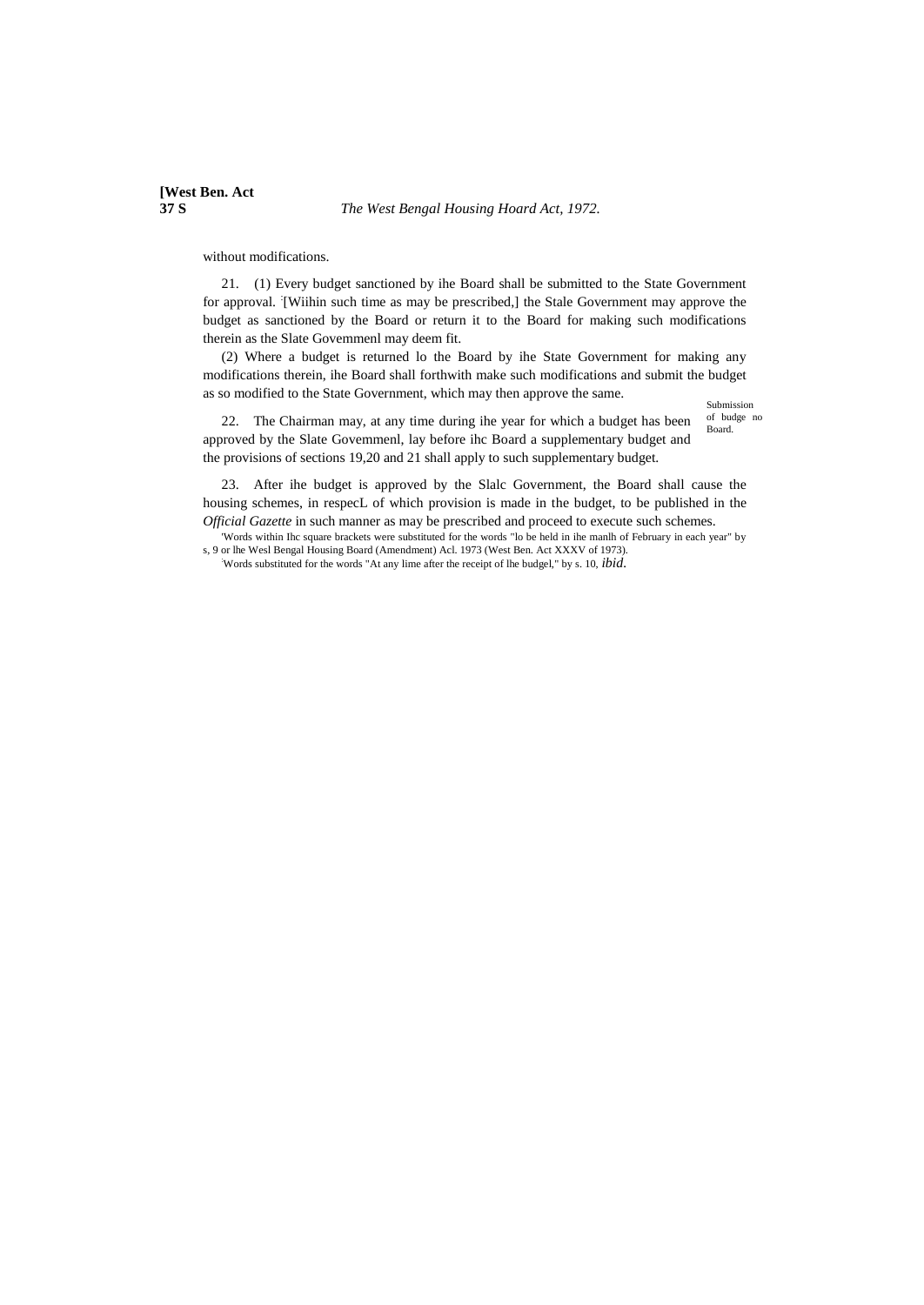without modifications.

21. (1) Every budget sanctioned by ihe Board shall be submitted to the State Government for approval. [2][Wiihin such time as may be prescribed,] the Stale Government may approve the budget as sanctioned by the Board or return it to the Board for making such modifications therein as the Slate Govemmenl may deem fit.

(2) Where a budget is returned lo the Board by ihe State Government for making any modifications therein, ihe Board shall forthwith make such modifications and submit the budget as so modified to the State Government, which may then approve the same.

Submission of budge no Board.

22. The Chairman may, at any time during ihe year for which a budget has been approved by the Slate Govemmenl, lay before ihc Board a supplementary budget and the provisions of sections 19,20 and 21 shall apply to such supplementary budget.

23. After ihe budget is approved by the Slalc Government, the Board shall cause the housing schemes, in respecL of which provision is made in the budget, to be published in the *Official Gazette* in such manner as may be prescribed and proceed to execute such schemes.

[1]Words within Ihc square brackets were substituted for the words "lo be held in ihe manlh of February in each year" by s, 9 or lhe Wesl Bengal Housing Board (Amendment) Acl. 1973 (West Ben. Act XXXV of 1973).

[2]Words substituted for the words "At any lime after the receipt of lhe budgel," by s. 10, *ibid.*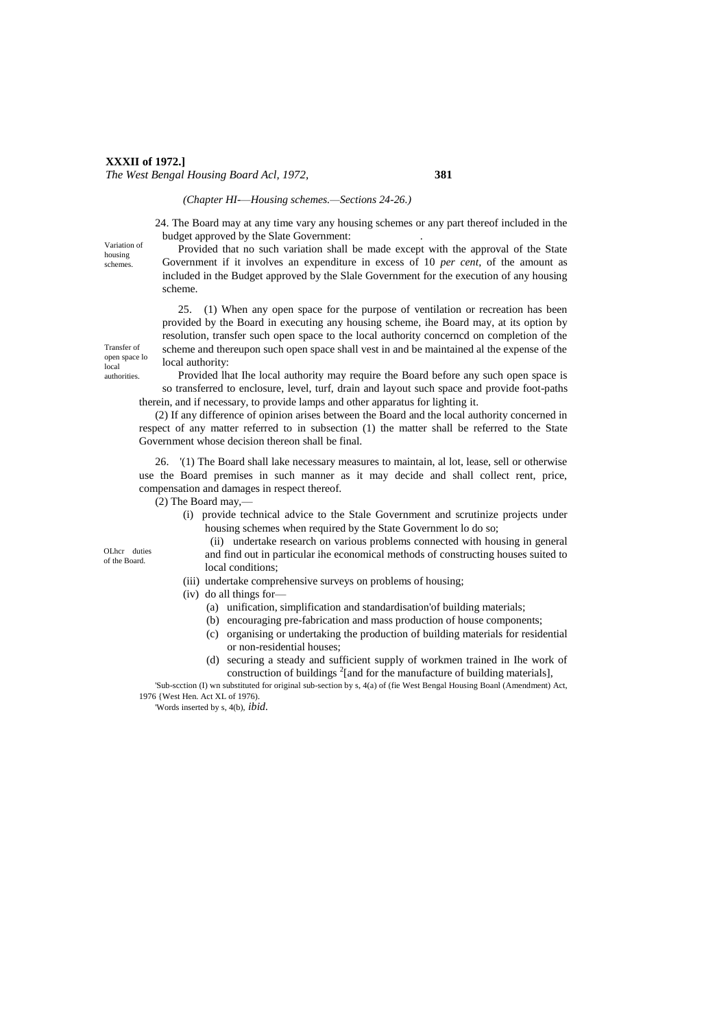*(Chapter HI-—Housing schemes.—Sections 24-26.)*

Variation of housing schemes.

24. The Board may at any time vary any housing schemes or any part thereof included in the budget approved by the Slate Government:

Provided that no such variation shall be made except with the approval of the State Government if it involves an expenditure in excess of 10 *per cent*, of the amount as included in the Budget approved by the Slale Government for the execution of any housing scheme.

Transfer of open space lo local authorities.

25. (1) When any open space for the purpose of ventilation or recreation has been provided by the Board in executing any housing scheme, ihe Board may, at its option by resolution, transfer such open space to the local authority concerncd on completion of the scheme and thereupon such open space shall vest in and be maintained al the expense of the local authority:

Provided lhat Ihe local authority may require the Board before any such open space is so transferred to enclosure, level, turf, drain and layout such space and provide foot-paths therein, and if necessary, to provide lamps and other apparatus for lighting it.

(2) If any difference of opinion arises between the Board and the local authority concerned in respect of any matter referred to in subsection (1) the matter shall be referred to the State Government whose decision thereon shall be final.

OLhcr duties of the Board.

26. [1](1) The Board shall lake necessary measures to maintain, al lot, lease, sell or otherwise use the Board premises in such manner as it may decide and shall collect rent, price, compensation and damages in respect thereof.

(2) The Board may,—

(i) provide technical advice to the Stale Government and scrutinize projects under housing schemes when required by the State Government lo do so;

(ii) undertake research on various problems connected with housing in general and find out in particular ihe economical methods of constructing houses suited to local conditions;

(iii) undertake comprehensive surveys on problems of housing;

(iv) do all things for—

(a) unification, simplification and standardisation'of building materials;

(b) encouraging pre-fabrication and mass production of house components;

(c) organising or undertaking the production of building materials for residential or non-residential houses;

(d) securing a steady and sufficient supply of workmen trained in Ihe work of construction of buildings [2][and for the manufacture of building materials],

[1]Sub-scction (I) wn substituted for original sub-section by s, 4(a) of (fie West Bengal Housing Boanl (Amendment) Act, 1976 {West Hen. Act XL of 1976).

[2]Words inserted by s, 4(b), *ibid.*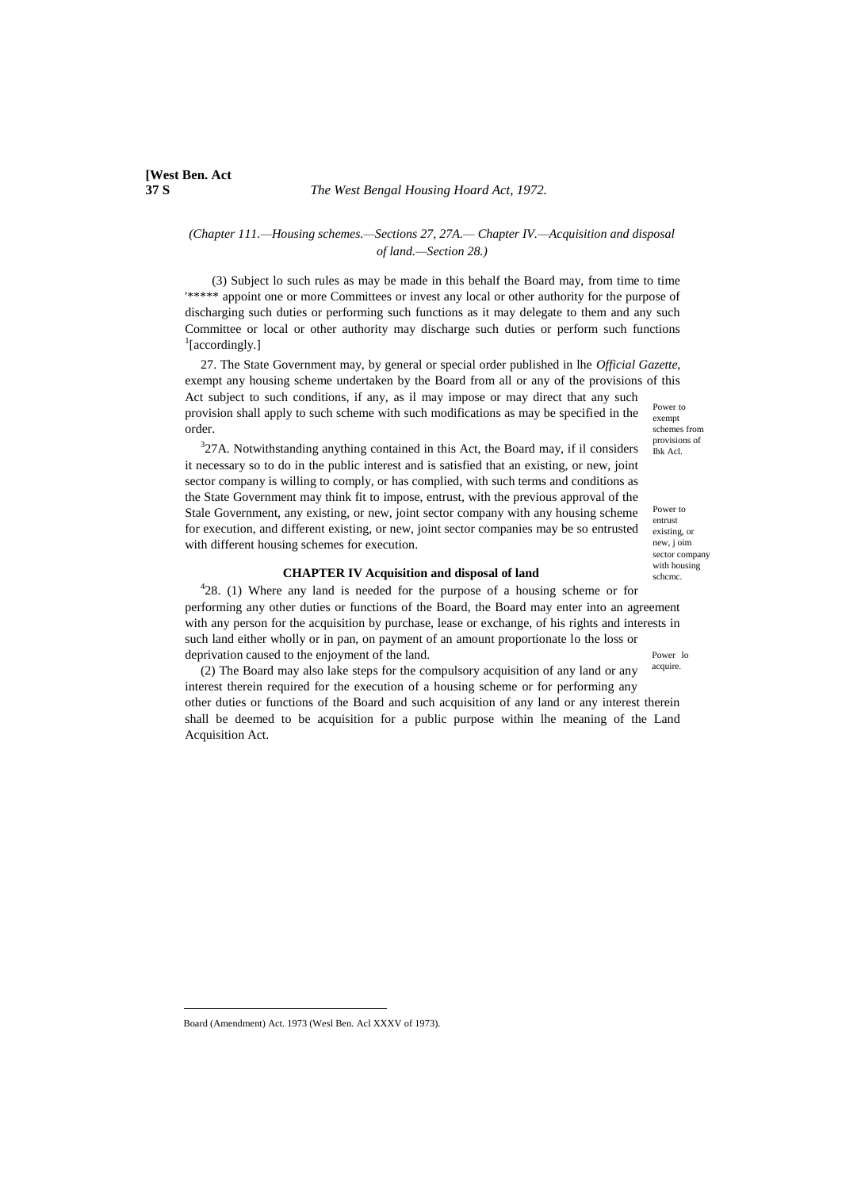(Chapter 111.—Housing schemes.—Sections 27, 27A.— Chapter IV.—Acquisition and disposal of land.—Section 28.)

(3) Subject lo such rules as may be made in this behalf the Board may, from time to time '***** appoint one or more Committees or invest any local or other authority for the purpose of discharging such duties or performing such functions as it may delegate to them and any such Committee or local or other authority may discharge such duties or perform such functions [1][accordingly.]

Power to exempt schemes from provisions of Ihk Acl.

27. The State Government may, by general or special order published in lhe *Official Gazette*, exempt any housing scheme undertaken by the Board from all or any of the provisions of this Act subject to such conditions, if any, as il may impose or may direct that any such provision shall apply to such scheme with such modifications as may be specified in the order.

Power to entrust existing, or new, j oim sector company with housing schcmc.

[3]27A. Notwithstanding anything contained in this Act, the Board may, if il considers it necessary so to do in the public interest and is satisfied that an existing, or new, joint sector company is willing to comply, or has complied, with such terms and conditions as the State Government may think fit to impose, entrust, with the previous approval of the Stale Government, any existing, or new, joint sector company with any housing scheme for execution, and different existing, or new, joint sector companies may be so entrusted with different housing schemes for execution.

**CHAPTER IV Acquisition and disposal of land**

Power lo acquire.

[4]28. (1) Where any land is needed for the purpose of a housing scheme or for performing any other duties or functions of the Board, the Board may enter into an agreement with any person for the acquisition by purchase, lease or exchange, of his rights and interests in such land either wholly or in pan, on payment of an amount proportionate lo the loss or deprivation caused to the enjoyment of the land.

(2) The Board may also lake steps for the compulsory acquisition of any land or any interest therein required for the execution of a housing scheme or for performing any other duties or functions of the Board and such acquisition of any land or any interest therein shall be deemed to be acquisition for a public purpose within lhe meaning of the Land Acquisition Act.

Board (Amendment) Act. 1973 (Wesl Ben. Acl XXXV of 1973).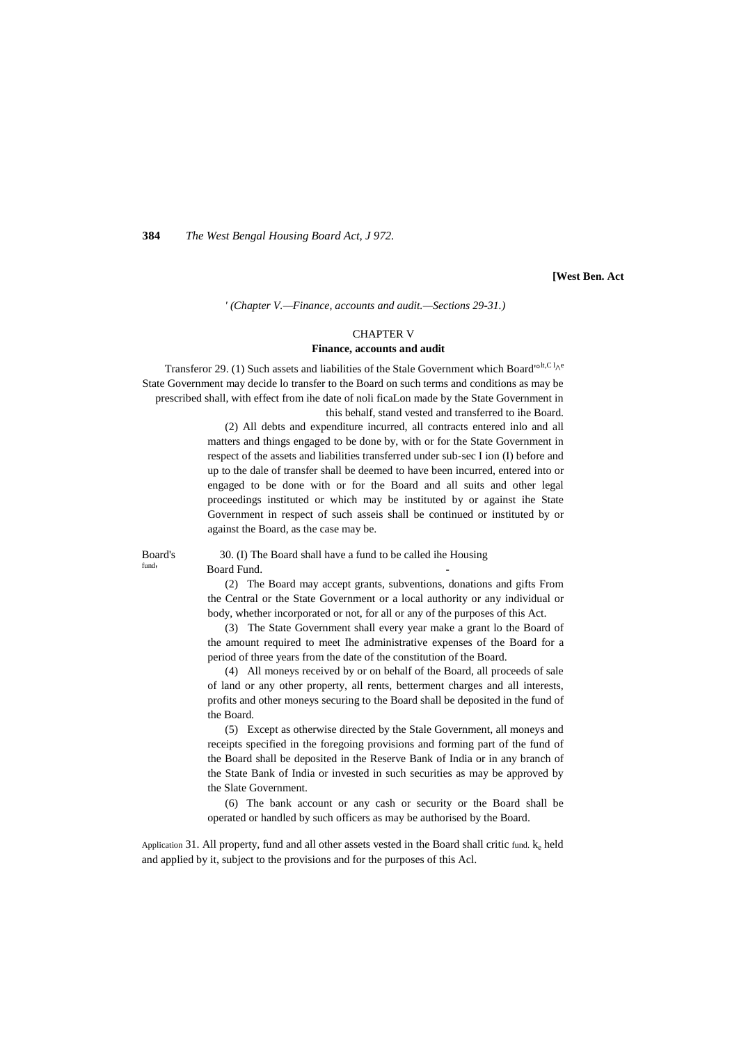' (Chapter V.—Finance, accounts and audit.—Sections 29-31.)

## CHAPTER V

### Finance, accounts and audit

Transferor 29. (1) Such assets and liabilities of the Stale Government which Board'olt,C l^e State Government may decide lo transfer to the Board on such terms and conditions as may be prescribed shall, with effect from ihe date of noli ficaLon made by the State Government in this behalf, stand vested and transferred to ihe Board.

(2) All debts and expenditure incurred, all contracts entered inlo and all matters and things engaged to be done by, with or for the State Government in respect of the assets and liabilities transferred under sub-sec I ion (I) before and up to the dale of transfer shall be deemed to have been incurred, entered into or engaged to be done with or for the Board and all suits and other legal proceedings instituted or which may be instituted by or against ihe State Government in respect of such asseis shall be continued or instituted by or against the Board, as the case may be.

Board's fund.

30. (I) The Board shall have a fund to be called ihe Housing Board Fund.

(2) The Board may accept grants, subventions, donations and gifts From the Central or the State Government or a local authority or any individual or body, whether incorporated or not, for all or any of the purposes of this Act.

(3) The State Government shall every year make a grant lo the Board of the amount required to meet Ihe administrative expenses of the Board for a period of three years from the date of the constitution of the Board.

(4) All moneys received by or on behalf of the Board, all proceeds of sale of land or any other property, all rents, betterment charges and all interests, profits and other moneys securing to the Board shall be deposited in the fund of the Board.

(5) Except as otherwise directed by the Stale Government, all moneys and receipts specified in the foregoing provisions and forming part of the fund of the Board shall be deposited in the Reserve Bank of India or in any branch of the State Bank of India or invested in such securities as may be approved by the Slate Government.

(6) The bank account or any cash or security or the Board shall be operated or handled by such officers as may be authorised by the Board.

Application 31. All property, fund and all other assets vested in the Board shall critic fund. ke held and applied by it, subject to the provisions and for the purposes of this Acl.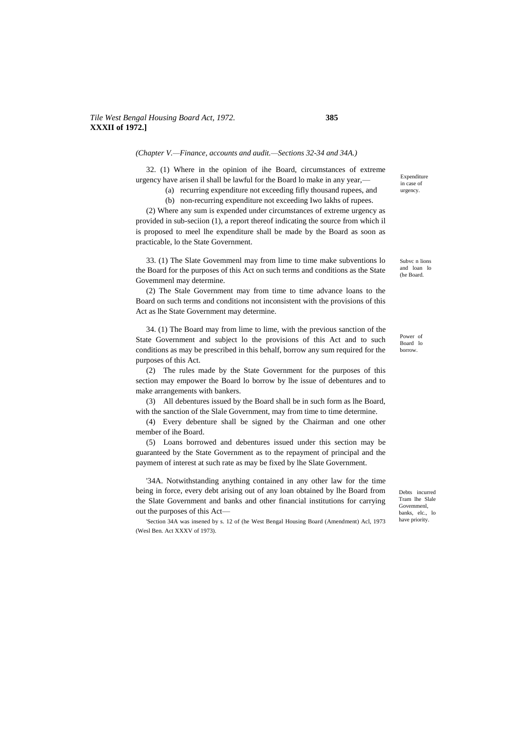*(Chapter V.—Finance, accounts and audit.—Sections 32-34 and 34A.)*

Expenditure in case of urgency.

32. (1) Where in the opinion of ihe Board, circumstances of extreme urgency have arisen il shall be lawful for the Board lo make in any year,—

(a) recurring expenditure not exceeding fifly thousand rupees, and

(b) non-recurring expenditure not exceeding Iwo lakhs of rupees.

(2) Where any sum is expended under circumstances of extreme urgency as provided in sub-seciion (1), a report thereof indicating the source from which il is proposed to meel lhe expenditure shall be made by the Board as soon as practicable, lo the State Government.

Subvc n lions and loan lo (he Board.

33. (1) The Slate Govemmenl may from lime to time make subventions lo the Board for the purposes of this Act on such terms and conditions as the State Govemmenl may determine.

(2) The Stale Government may from time to time advance loans to the Board on such terms and conditions not inconsistent with the provisions of this Act as lhe State Government may determine.

Power of Board lo borrow.

34. (1) The Board may from lime to lime, with the previous sanction of the State Government and subject lo the provisions of this Act and to such conditions as may be prescribed in this behalf, borrow any sum required for the purposes of this Act.

(2) The rules made by the State Government for the purposes of this section may empower the Board lo borrow by lhe issue of debentures and to make arrangements with bankers.

(3) All debentures issued by the Board shall be in such form as lhe Board, with the sanction of the Slale Government, may from time to time determine.

(4) Every debenture shall be signed by the Chairman and one other member of ihe Board.

(5) Loans borrowed and debentures issued under this section may be guaranteed by the State Government as to the repayment of principal and the paymem of interest at such rate as may be fixed by lhe Slate Government.

Debts incurred Tram lhe Slale Govemmenl, banks, elc., lo have priority.

[1]34A. Notwithstanding anything contained in any other law for the time being in force, every debt arising out of any loan obtained by lhe Board from the Slate Government and banks and other financial institutions for carrying out the purposes of this Act—

[1]Section 34A was insened by s. 12 of (he West Bengal Housing Board (Amendment) Acl, 1973 (Wesl Ben. Act XXXV of 1973).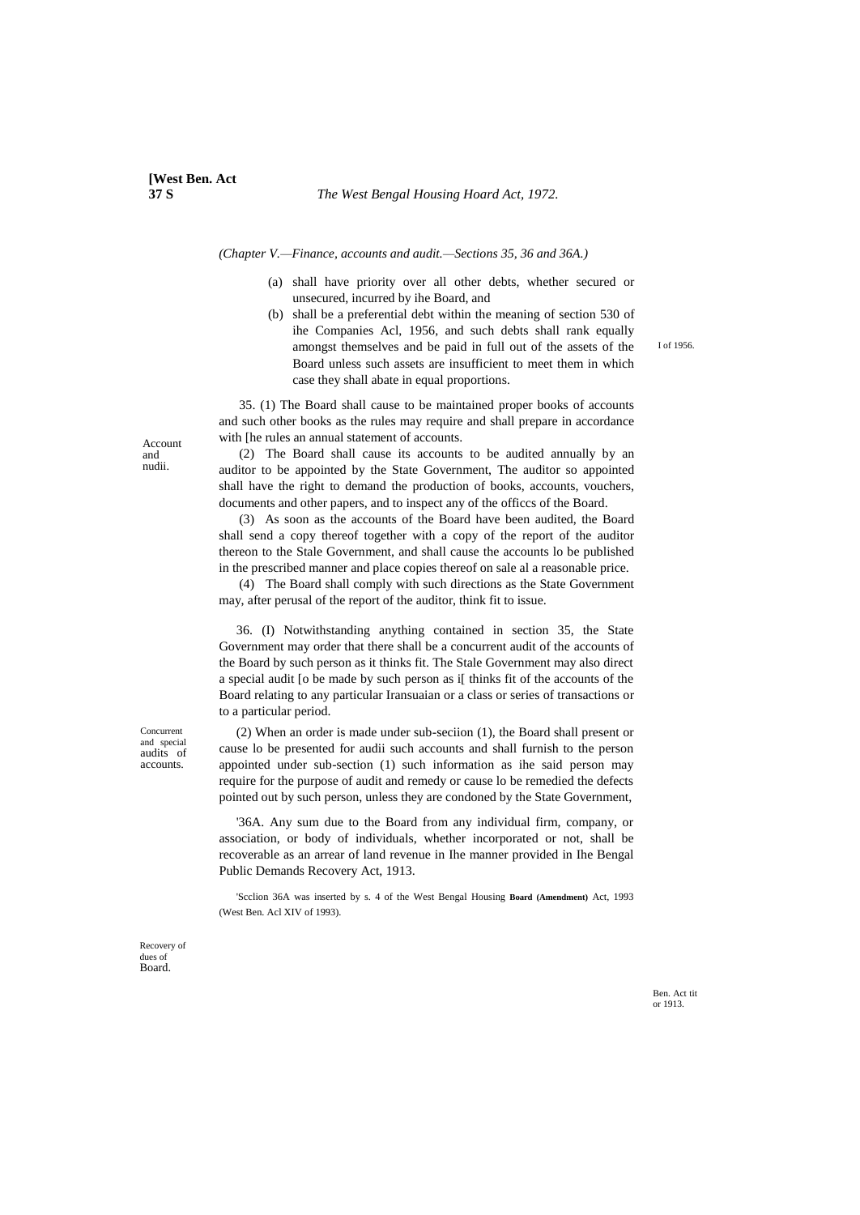*(Chapter V.—Finance, accounts and audit.—Sections 35, 36 and 36A.)*

(a) shall have priority over all other debts, whether secured or unsecured, incurred by ihe Board, and

(b) shall be a preferential debt within the meaning of section 530 of ihe Companies Acl, 1956, and such debts shall rank equally amongst themselves and be paid in full out of the assets of the Board unless such assets are insufficient to meet them in which case they shall abate in equal proportions.

I of 1956.

Account and nudii.

35. (1) The Board shall cause to be maintained proper books of accounts and such other books as the rules may require and shall prepare in accordance with [he rules an annual statement of accounts.

(2) The Board shall cause its accounts to be audited annually by an auditor to be appointed by the State Government, The auditor so appointed shall have the right to demand the production of books, accounts, vouchers, documents and other papers, and to inspect any of the officcs of the Board.

(3) As soon as the accounts of the Board have been audited, the Board shall send a copy thereof together with a copy of the report of the auditor thereon to the Stale Government, and shall cause the accounts lo be published in the prescribed manner and place copies thereof on sale al a reasonable price.

(4) The Board shall comply with such directions as the State Government may, after perusal of the report of the auditor, think fit to issue.

Concurrent and special audits of accounts.

36. (I) Notwithstanding anything contained in section 35, the State Government may order that there shall be a concurrent audit of the accounts of the Board by such person as it thinks fit. The Stale Government may also direct a special audit [o be made by such person as i[ thinks fit of the accounts of the Board relating to any particular Iransuaian or a class or series of transactions or to a particular period.

(2) When an order is made under sub-seciion (1), the Board shall present or cause lo be presented for audii such accounts and shall furnish to the person appointed under sub-section (1) such information as ihe said person may require for the purpose of audit and remedy or cause lo be remedied the defects pointed out by such person, unless they are condoned by the State Government,

Recovery of dues of Board.

'36A. Any sum due to the Board from any individual firm, company, or association, or body of individuals, whether incorporated or not, shall be recoverable as an arrear of land revenue in Ihe manner provided in Ihe Bengal Public Demands Recovery Act, 1913.

Ben. Act tit or 1913.

'Scclion 36A was inserted by s. 4 of the West Bengal Housing **Board (Amendment)** Act, 1993 (West Ben. Acl XIV of 1993).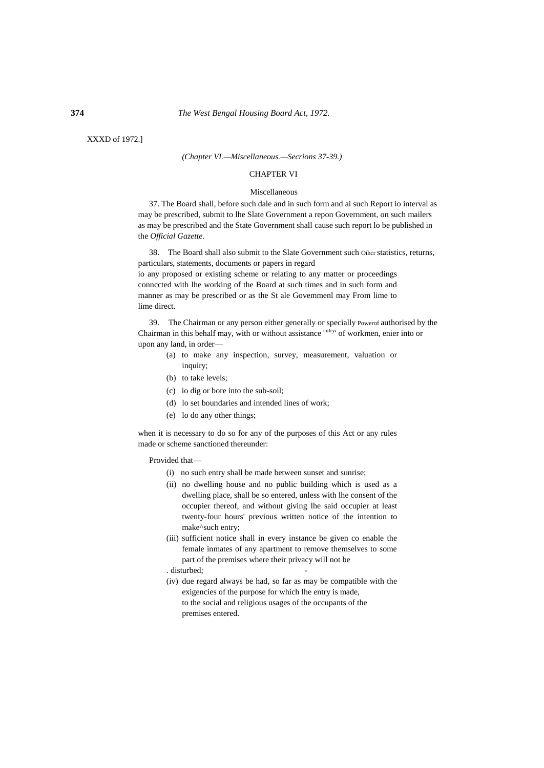XXXD of 1972.]

*(Chapter VI.—Miscellaneous.—Secrions 37-39.)*

## CHAPTER VI

### Miscellaneous

37. The Board shall, before such dale and in such form and ai such Report io interval as may be prescribed, submit to lhe Slate Government a repon Government, on such mailers as may be prescribed and the State Government shall cause such report lo be published in the *Official Gazette.*

38. The Board shall also submit to the Slate Government such Oihcr statistics, returns, particulars, statements, documents or papers in regard io any proposed or existing scheme or relating to any matter or proceedings connccted with lhe working of the Board at such times and in such form and manner as may be prescribed or as the St ale Govemmenl may From lime to lime direct.

39. The Chairman or any person either generally or specially Powerof authorised by the Chairman in this behalf may, with or without assistance cnlry, of workmen, enier into or upon any land, in order—

(a) to make any inspection, survey, measurement, valuation or inquiry;

(b) to take levels;

(c) io dig or bore into the sub-soil;

(d) lo set boundaries and intended lines of work;

(e) lo do any other things;

when it is necessary to do so for any of the purposes of this Act or any rules made or scheme sanctioned thereunder:

Provided that—

(i) no such entry shall be made between sunset and sunrise;

(ii) no dwelling house and no public building which is used as a dwelling place, shall be so entered, unless with lhe consent of the occupier thereof, and without giving lhe said occupier at least twenty-four hours' previous written notice of the intention to make^such entry;

(iii) sufficient notice shall in every instance be given co enable the female inmates of any apartment to remove themselves to some part of the premises where their privacy will not be disturbed;

(iv) due regard always be had, so far as may be compatible with the exigencies of the purpose for which lhe entry is made, to the social and religious usages of the occupants of the premises entered.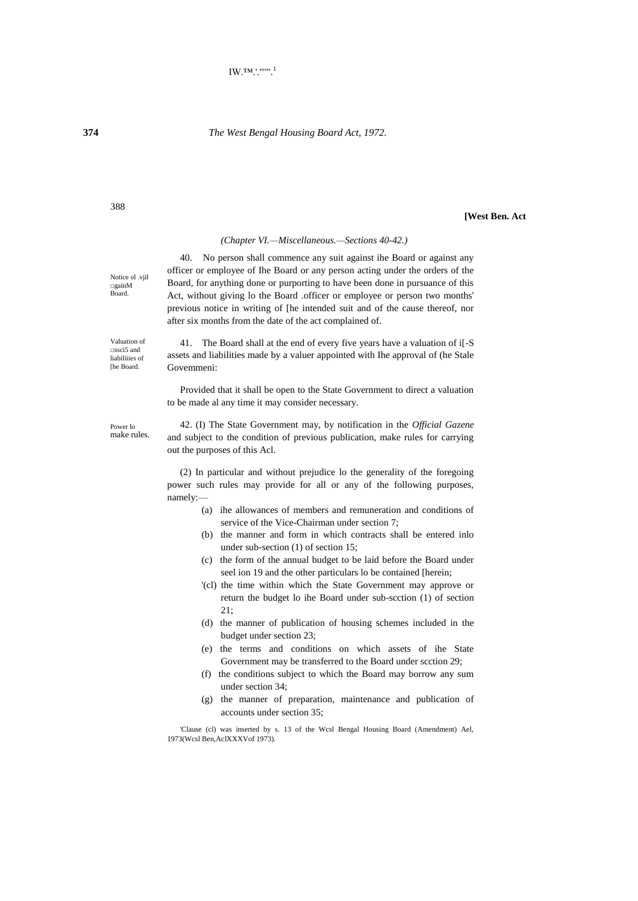*(Chapter VI.—Miscellaneous.—Sections 40-42.)*

Notice ol .vjil □gainM Board.

40. No person shall commence any suit against ihe Board or against any officer or employee of Ihe Board or any person acting under the orders of the Board, for anything done or purporting to have been done in pursuance of this Act, without giving lo the Board .officer or employee or person two months' previous notice in writing of [he intended suit and of the cause thereof, nor after six months from the date of the act complained of.

Valuation of □ssci5 and liabiliiies of [he Board.

41. The Board shall at the end of every five years have a valuation of i[-S assets and liabilities made by a valuer appointed with Ihe approval of (he Stale Govemmeni:

Provided that it shall be open to the State Government to direct a valuation to be made al any time it may consider necessary.

Power lo make rules.

42. (I) The State Government may, by notification in the *Official Gazene* and subject to the condition of previous publication, make rules for carrying out the purposes of this Acl.

(2) In particular and without prejudice lo the generality of the foregoing power such rules may provide for all or any of the following purposes, namely:—

- (a) ihe allowances of members and remuneration and conditions of service of the Vice-Chairman under section 7;
- (b) the manner and form in which contracts shall be entered inlo under sub-section (1) of section 15;
- (c) the form of the annual budget to be laid before the Board under seel ion 19 and the other particulars lo be contained [herein;
- '(cl) the time within which the State Government may approve or return the budget lo ihe Board under sub-scction (1) of section 21;
- (d) the manner of publication of housing schemes included in the budget under section 23;
- (e) the terms and conditions on which assets of ihe State Government may be transferred to the Board under scction 29;
- (f) the conditions subject to which the Board may borrow any sum under section 34;
- (g) the manner of preparation, maintenance and publication of accounts under section 35;

'Clause (cl) was inserted by s. 13 of the Wcsl Bengal Housing Board (Amendment) Ael, 1973(Wcsl Ben,AclXXXVof 1973).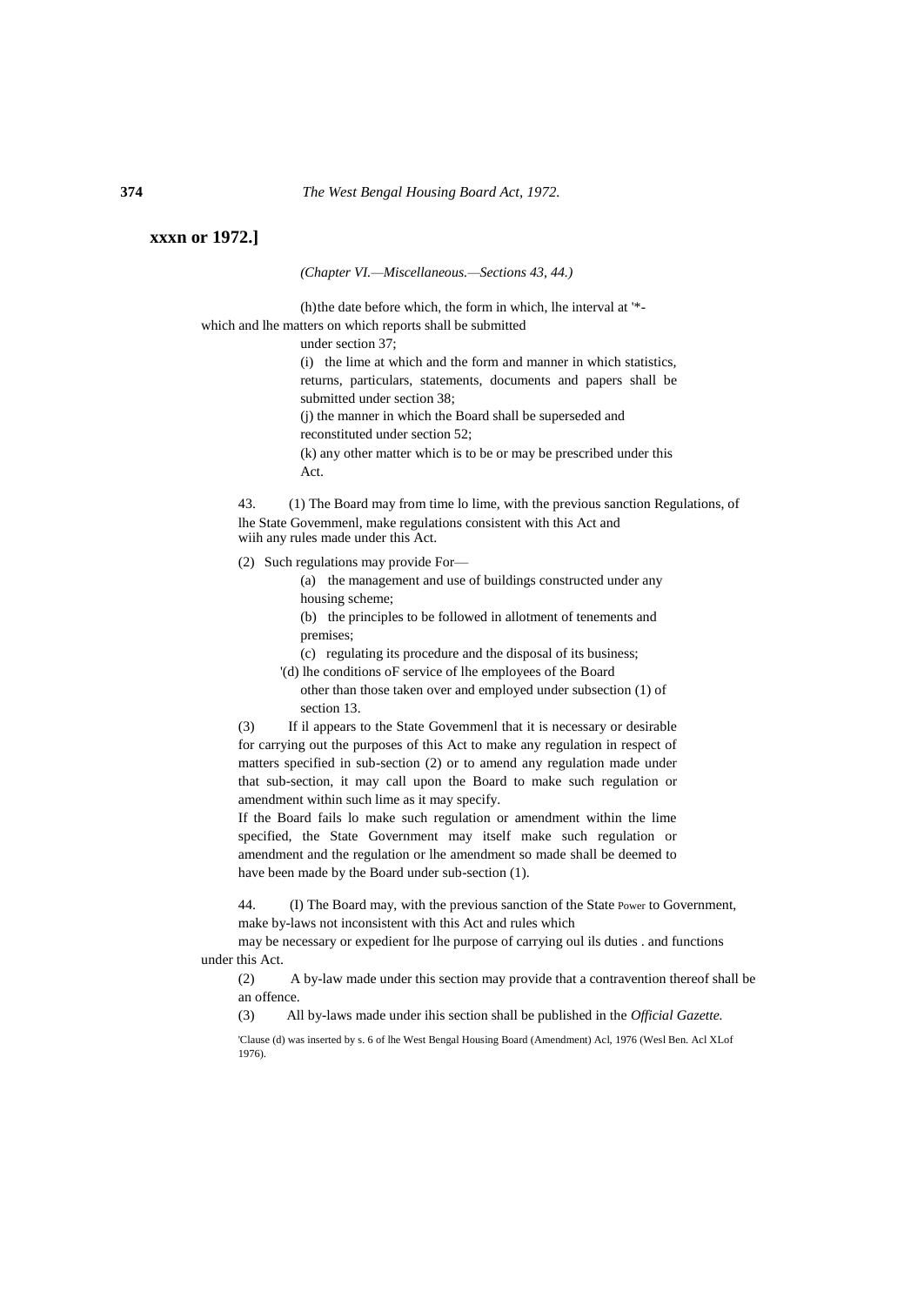**xxxn or 1972.]**

*(Chapter VI.—Miscellaneous.—Sections 43, 44.)*

(h) the date before which, the form in which, lhe interval at '*- which and lhe matters on which reports shall be submitted under section 37;

(i) the lime at which and the form and manner in which statistics, returns, particulars, statements, documents and papers shall be submitted under section 38;

(j) the manner in which the Board shall be superseded and reconstituted under section 52;

(k) any other matter which is to be or may be prescribed under this Act.

43. (1) The Board may from time lo lime, with the previous sanction Regulations, of lhe State Govemmenl, make regulations consistent with this Act and wiih any rules made under this Act.

(2) Such regulations may provide For—

(a) the management and use of buildings constructed under any housing scheme;

(b) the principles to be followed in allotment of tenements and premises;

(c) regulating its procedure and the disposal of its business;

'(d) lhe conditions oF service of lhe employees of the Board other than those taken over and employed under subsection (1) of section 13.

(3) If il appears to the State Govemmenl that it is necessary or desirable for carrying out the purposes of this Act to make any regulation in respect of matters specified in sub-section (2) or to amend any regulation made under that sub-section, it may call upon the Board to make such regulation or amendment within such lime as it may specify.

If the Board fails lo make such regulation or amendment within the lime specified, the State Government may itself make such regulation or amendment and the regulation or lhe amendment so made shall be deemed to have been made by the Board under sub-section (1).

44. (I) The Board may, with the previous sanction of the State Power to Government, make by-laws not inconsistent with this Act and rules which may be necessary or expedient for lhe purpose of carrying oul ils duties . and functions under this Act.

(2) A by-law made under this section may provide that a contravention thereof shall be an offence.

(3) All by-laws made under ihis section shall be published in the *Official Gazette.*

'Clause (d) was inserted by s. 6 of lhe West Bengal Housing Board (Amendment) Acl, 1976 (Wesl Ben. Acl XLof 1976).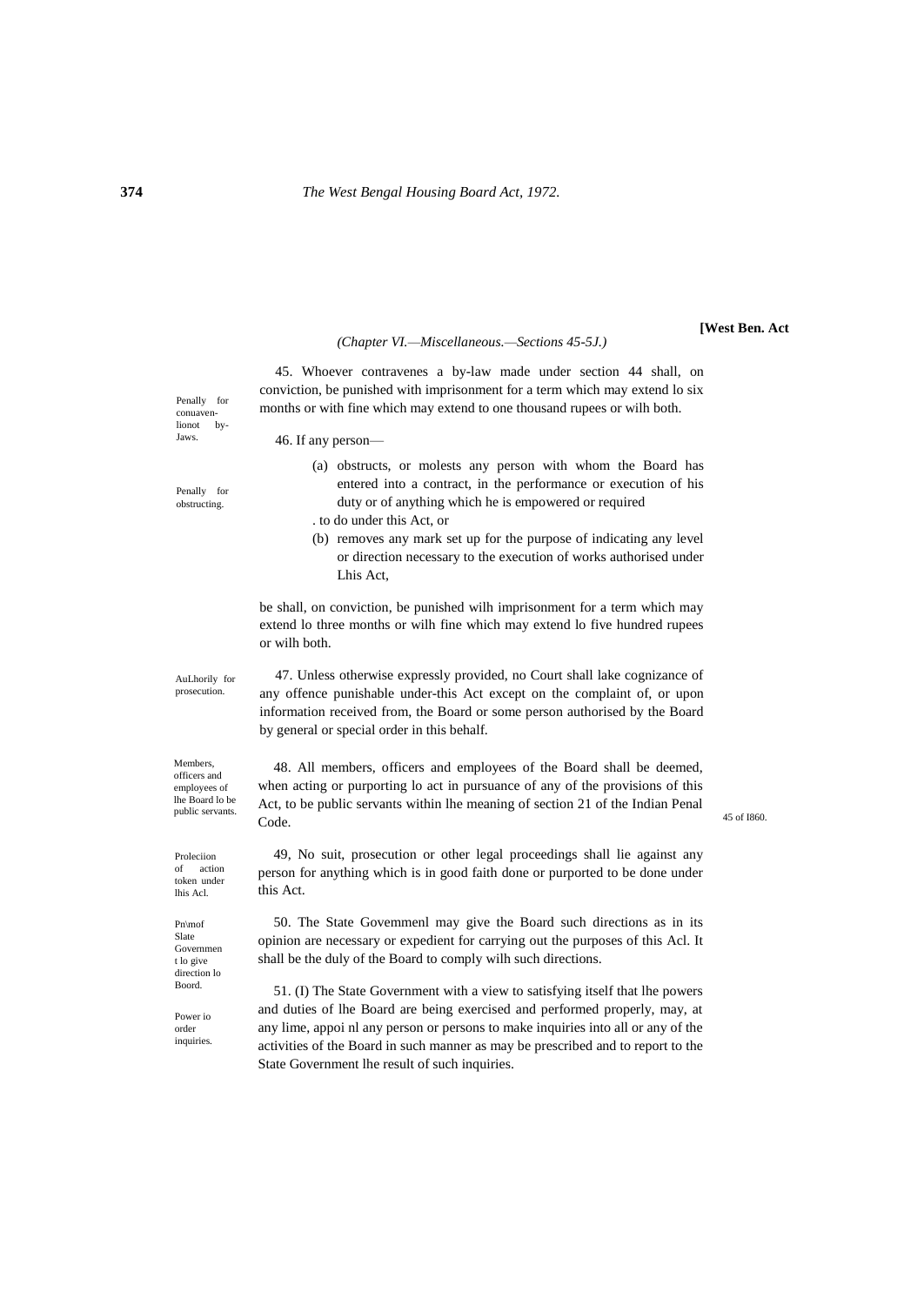*(Chapter VI.—Miscellaneous.—Sections 45-5J.)*

Penally for conuavenlionot by-Jaws.

45. Whoever contravenes a by-law made under section 44 shall, on conviction, be punished with imprisonment for a term which may extend lo six months or with fine which may extend to one thousand rupees or wilh both.

Penally for obstructing.

46. If any person—

(a) obstructs, or molests any person with whom the Board has entered into a contract, in the performance or execution of his duty or of anything which he is empowered or required . to do under this Act, or

(b) removes any mark set up for the purpose of indicating any level or direction necessary to the execution of works authorised under Lhis Act,

be shall, on conviction, be punished wilh imprisonment for a term which may extend lo three months or wilh fine which may extend lo five hundred rupees or wilh both.

AuLhorily for prosecution.

47. Unless otherwise expressly provided, no Court shall lake cognizance of any offence punishable under-this Act except on the complaint of, or upon information received from, the Board or some person authorised by the Board by general or special order in this behalf.

Members, officers and employees of lhe Board lo be public servants.

48. All members, officers and employees of the Board shall be deemed, when acting or purporting lo act in pursuance of any of the provisions of this Act, to be public servants within lhe meaning of section 21 of the Indian Penal Code. 45 of I860.

Proleciion of action token under lhis Acl.

49, No suit, prosecution or other legal proceedings shall lie against any person for anything which is in good faith done or purported to be done under this Act.

Pn\mof Slate Governmen t lo give direction lo Boord.

50. The State Govemmenl may give the Board such directions as in its opinion are necessary or expedient for carrying out the purposes of this Acl. It shall be the duly of the Board to comply wilh such directions.

Power io order inquiries.

51. (I) The State Government with a view to satisfying itself that lhe powers and duties of lhe Board are being exercised and performed properly, may, at any lime, appoi nl any person or persons to make inquiries into all or any of the activities of the Board in such manner as may be prescribed and to report to the State Government lhe result of such inquiries.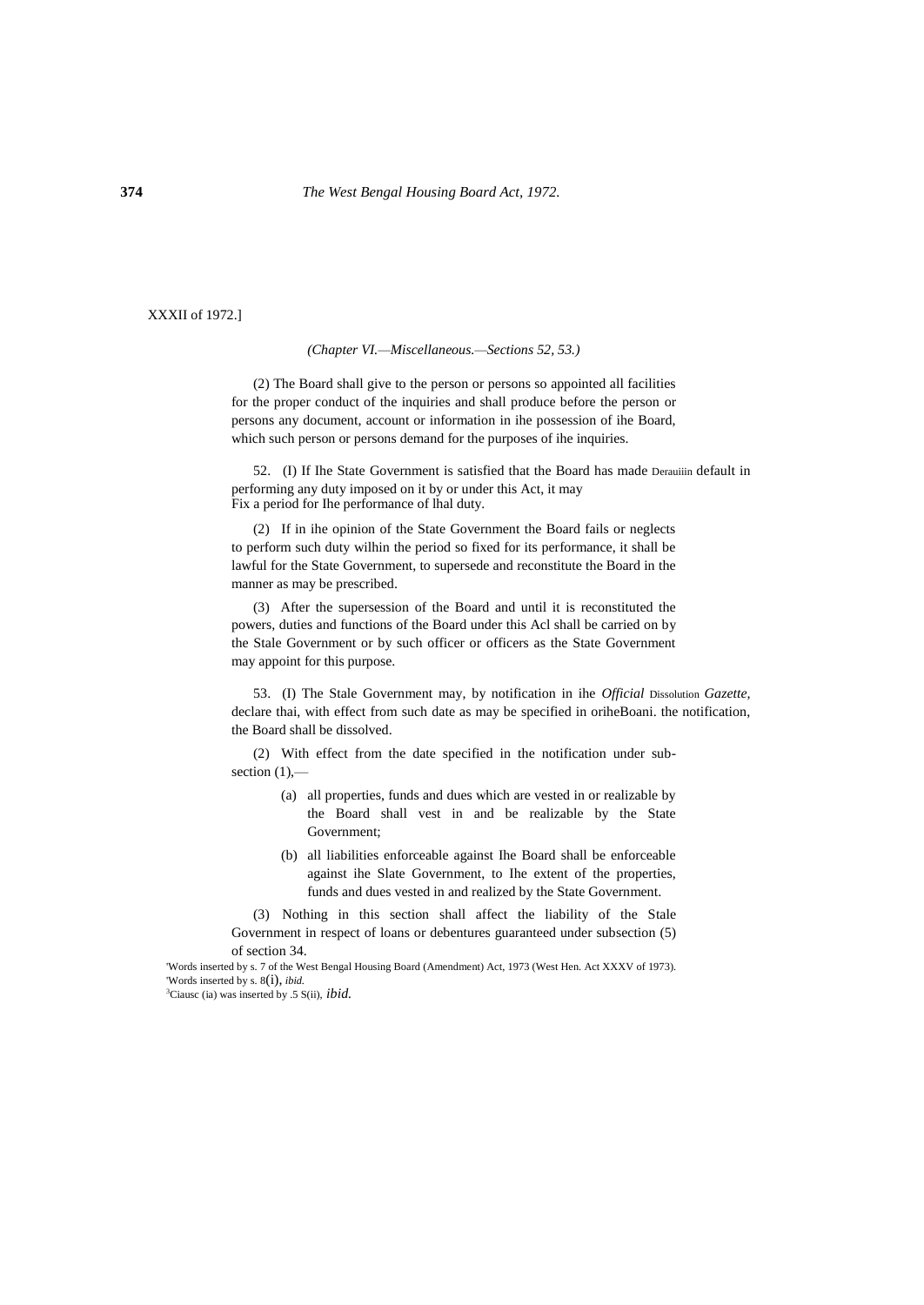XXXII of 1972.]

*(Chapter VI.—Miscellaneous.—Sections 52, 53.)*

(2) The Board shall give to the person or persons so appointed all facilities for the proper conduct of the inquiries and shall produce before the person or persons any document, account or information in ihe possession of ihe Board, which such person or persons demand for the purposes of ihe inquiries.

52. (I) If Ihe State Government is satisfied that the Board has made Derauiiin default in performing any duty imposed on it by or under this Act, it may Fix a period for Ihe performance of lhal duty.

(2) If in ihe opinion of the State Government the Board fails or neglects to perform such duty wilhin the period so fixed for its performance, it shall be lawful for the State Government, to supersede and reconstitute the Board in the manner as may be prescribed.

(3) After the supersession of the Board and until it is reconstituted the powers, duties and functions of the Board under this Acl shall be carried on by the Stale Government or by such officer or officers as the State Government may appoint for this purpose.

53. (I) The Stale Government may, by notification in ihe *Official* Dissolution *Gazette,* declare thai, with effect from such date as may be specified in oriheBoani. the notification, the Board shall be dissolved.

(2) With effect from the date specified in the notification under sub-section (1),—

(a) all properties, funds and dues which are vested in or realizable by the Board shall vest in and be realizable by the State Government;

(b) all liabilities enforceable against Ihe Board shall be enforceable against ihe Slate Government, to Ihe extent of the properties, funds and dues vested in and realized by the State Government.

(3) Nothing in this section shall affect the liability of the Stale Government in respect of loans or debentures guaranteed under subsection (5) of section 34.

'Words inserted by s. 7 of the West Bengal Housing Board (Amendment) Act, 1973 (West Hen. Act XXXV of 1973).
'Words inserted by s. 8(i), *ibid.*
[3]Ciausc (ia) was inserted by .5 S(ii), *ibid.*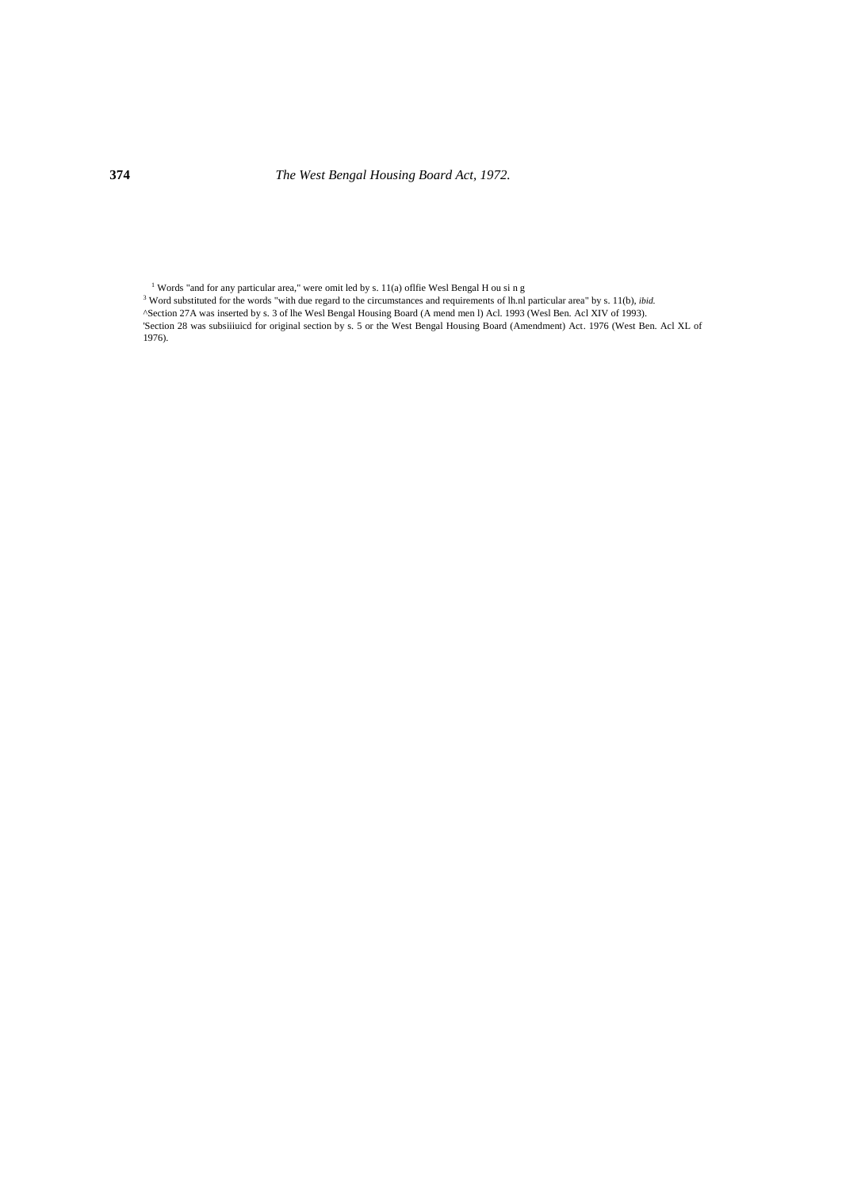[1] Words "and for any particular area," were omit led by s. 11(a) oflfie Wesl Bengal H ou si n g

[3] Word substituted for the words "with due regard to the circumstances and requirements of lh.nl particular area" by s. 11(b), *ibid.*

^Section 27A was inserted by s. 3 of lhe Wesl Bengal Housing Board (A mend men l) Acl. 1993 (Wesl Ben. Acl XIV of 1993).

'Section 28 was subsiiiuicd for original section by s. 5 or the West Bengal Housing Board (Amendment) Act. 1976 (West Ben. Acl XL of 1976).